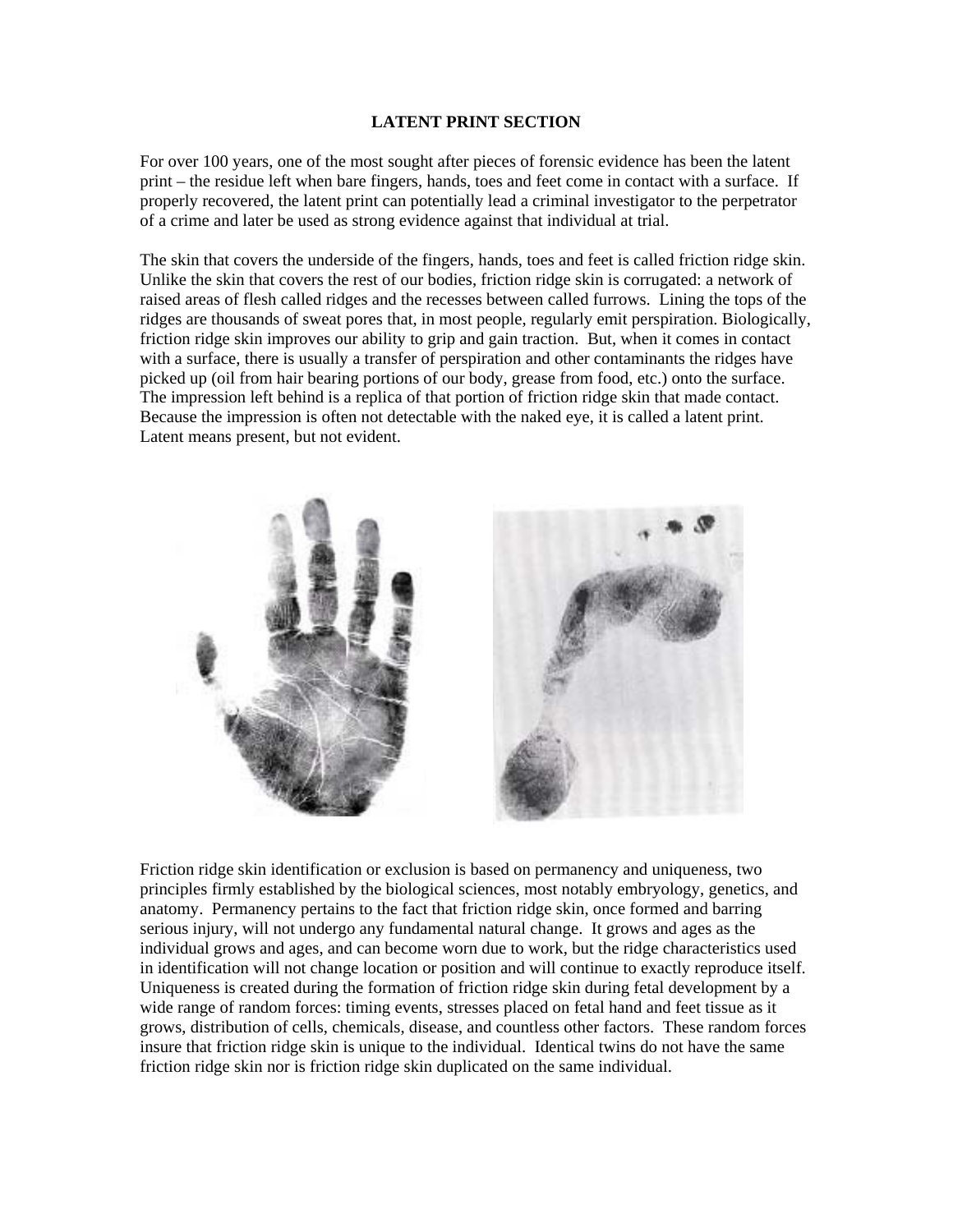# LATENT PRINT SECTION

For over 100 years, one of the most sought after pieces of forensic evidence has been the latent print – the residue left when bare fingers, hands, toes and feet come in contact with a surface. If properly recovered, the latent print can potentially lead a criminal investigator to the perpetrator of a crime and later be used as strong evidence against that individual at trial.

The skin that covers the underside of the fingers, hands, toes and feet is called friction ridge skin. Unlike the skin that covers the rest of our bodies, friction ridge skin is corrugated: a network of raised areas of flesh called ridges and the recesses between called furrows. Lining the tops of the ridges are thousands of sweat pores that, in most people, regularly emit perspiration. Biologically, friction ridge skin improves our ability to grip and gain traction. But, when it comes in contact with a surface, there is usually a transfer of perspiration and other contaminants the ridges have picked up (oil from hair bearing portions of our body, grease from food, etc.) onto the surface. The impression left behind is a replica of that portion of friction ridge skin that made contact. Because the impression is often not detectable with the naked eye, it is called a latent print. Latent means present, but not evident.

Friction ridge skin identification or exclusion is based on permanency and uniqueness, two principles firmly established by the biological sciences, most notably embryology, genetics, and anatomy. Permanency pertains to the fact that friction ridge skin, once formed and barring serious injury, will not undergo any fundamental natural change. It grows and ages as the individual grows and ages, and can become worn due to work, but the ridge characteristics used in identification will not change location or position and will continue to exactly reproduce itself. Uniqueness is created during the formation of friction ridge skin during fetal development by a wide range of random forces: timing events, stresses placed on fetal hand and feet tissue as it grows, distribution of cells, chemicals, disease, and countless other factors. These random forces insure that friction ridge skin is unique to the individual. Identical twins do not have the same friction ridge skin nor is friction ridge skin duplicated on the same individual.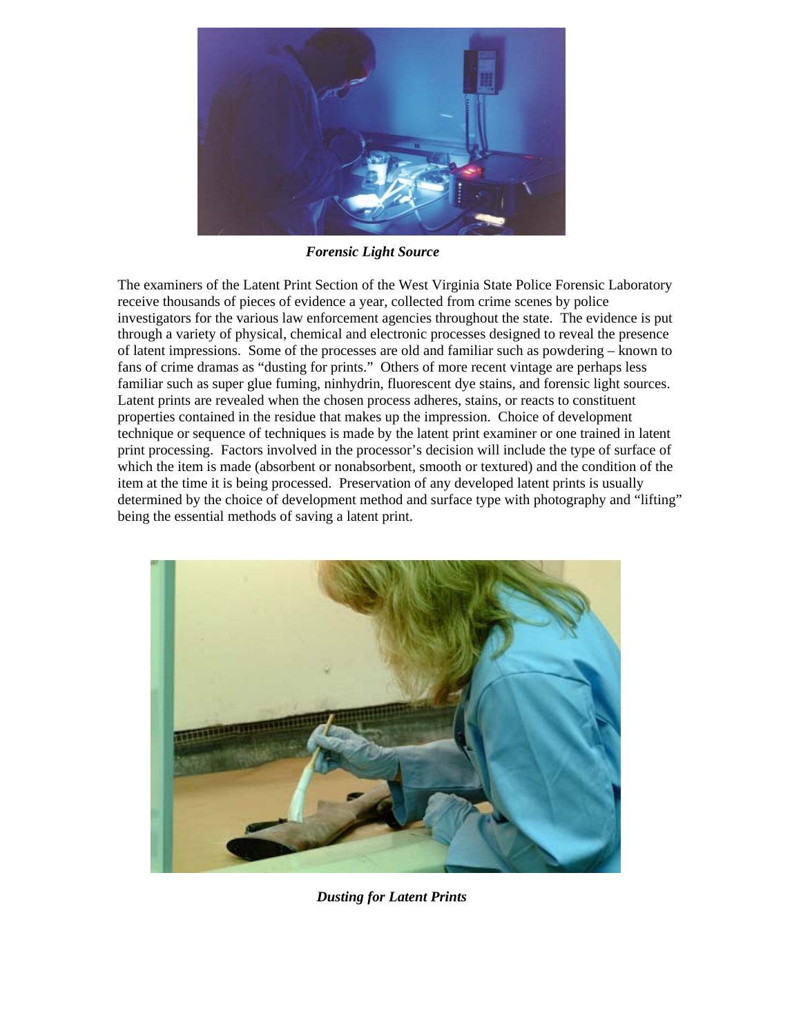*Forensic Light Source*

The examiners of the Latent Print Section of the West Virginia State Police Forensic Laboratory receive thousands of pieces of evidence a year, collected from crime scenes by police investigators for the various law enforcement agencies throughout the state. The evidence is put through a variety of physical, chemical and electronic processes designed to reveal the presence of latent impressions. Some of the processes are old and familiar such as powdering – known to fans of crime dramas as “dusting for prints.” Others of more recent vintage are perhaps less familiar such as super glue fuming, ninhydrin, fluorescent dye stains, and forensic light sources. Latent prints are revealed when the chosen process adheres, stains, or reacts to constituent properties contained in the residue that makes up the impression. Choice of development technique or sequence of techniques is made by the latent print examiner or one trained in latent print processing. Factors involved in the processor’s decision will include the type of surface of which the item is made (absorbent or nonabsorbent, smooth or textured) and the condition of the item at the time it is being processed. Preservation of any developed latent prints is usually determined by the choice of development method and surface type with photography and “lifting” being the essential methods of saving a latent print.

*Dusting for Latent Prints*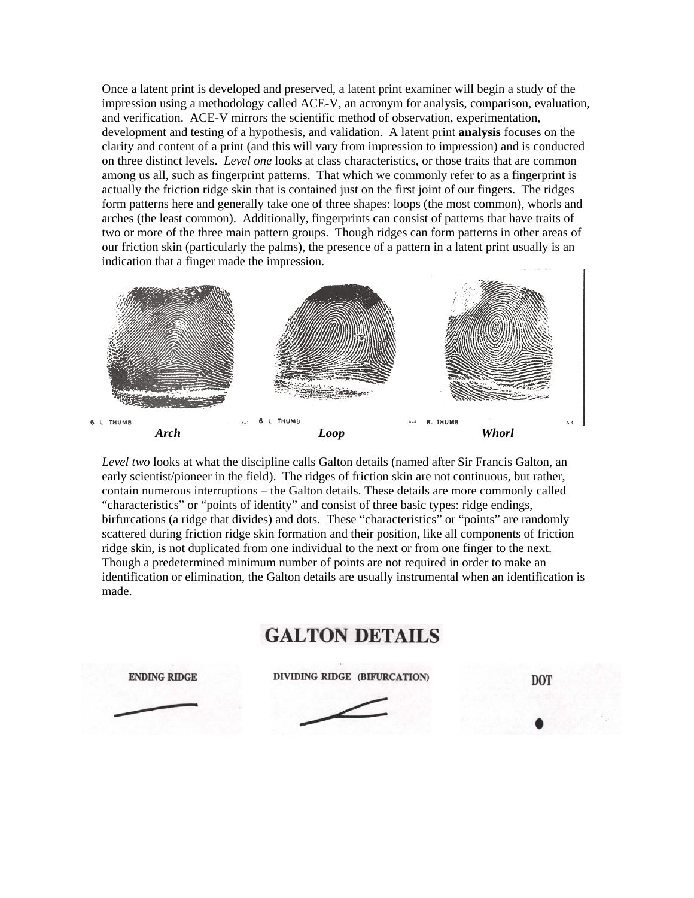Once a latent print is developed and preserved, a latent print examiner will begin a study of the impression using a methodology called ACE-V, an acronym for analysis, comparison, evaluation, and verification. ACE-V mirrors the scientific method of observation, experimentation, development and testing of a hypothesis, and validation. A latent print **analysis** focuses on the clarity and content of a print (and this will vary from impression to impression) and is conducted on three distinct levels. *Level one* looks at class characteristics, or those traits that are common among us all, such as fingerprint patterns. That which we commonly refer to as a fingerprint is actually the friction ridge skin that is contained just on the first joint of our fingers. The ridges form patterns here and generally take one of three shapes: loops (the most common), whorls and arches (the least common). Additionally, fingerprints can consist of patterns that have traits of two or more of the three main pattern groups. Though ridges can form patterns in other areas of our friction skin (particularly the palms), the presence of a pattern in a latent print usually is an indication that a finger made the impression.

6. L. THUMB — ***Arch*** 6. L. THUMB — ***Loop*** R. THUMB — ***Whorl***

*Level two* looks at what the discipline calls Galton details (named after Sir Francis Galton, an early scientist/pioneer in the field). The ridges of friction skin are not continuous, but rather, contain numerous interruptions – the Galton details. These details are more commonly called "characteristics" or "points of identity" and consist of three basic types: ridge endings, birfurcations (a ridge that divides) and dots. These "characteristics" or "points" are randomly scattered during friction ridge skin formation and their position, like all components of friction ridge skin, is not duplicated from one individual to the next or from one finger to the next. Though a predetermined minimum number of points are not required in order to make an identification or elimination, the Galton details are usually instrumental when an identification is made.

**GALTON DETAILS**

ENDING RIDGE — DIVIDING RIDGE (BIFURCATION) — DOT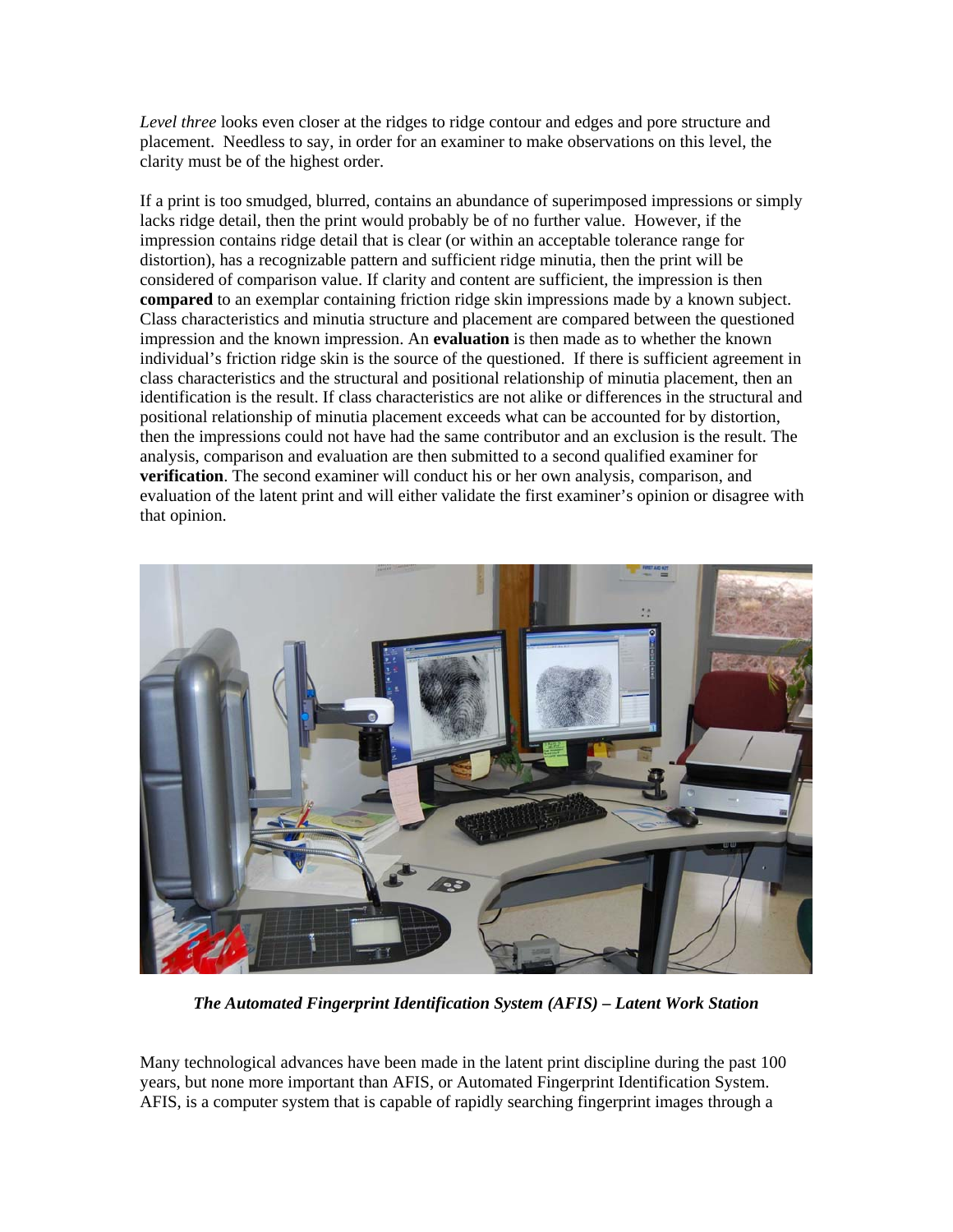*Level three* looks even closer at the ridges to ridge contour and edges and pore structure and placement. Needless to say, in order for an examiner to make observations on this level, the clarity must be of the highest order.

If a print is too smudged, blurred, contains an abundance of superimposed impressions or simply lacks ridge detail, then the print would probably be of no further value. However, if the impression contains ridge detail that is clear (or within an acceptable tolerance range for distortion), has a recognizable pattern and sufficient ridge minutia, then the print will be considered of comparison value. If clarity and content are sufficient, the impression is then **compared** to an exemplar containing friction ridge skin impressions made by a known subject. Class characteristics and minutia structure and placement are compared between the questioned impression and the known impression. An **evaluation** is then made as to whether the known individual's friction ridge skin is the source of the questioned. If there is sufficient agreement in class characteristics and the structural and positional relationship of minutia placement, then an identification is the result. If class characteristics are not alike or differences in the structural and positional relationship of minutia placement exceeds what can be accounted for by distortion, then the impressions could not have had the same contributor and an exclusion is the result. The analysis, comparison and evaluation are then submitted to a second qualified examiner for **verification**. The second examiner will conduct his or her own analysis, comparison, and evaluation of the latent print and will either validate the first examiner's opinion or disagree with that opinion.

***The Automated Fingerprint Identification System (AFIS) – Latent Work Station***

Many technological advances have been made in the latent print discipline during the past 100 years, but none more important than AFIS, or Automated Fingerprint Identification System. AFIS, is a computer system that is capable of rapidly searching fingerprint images through a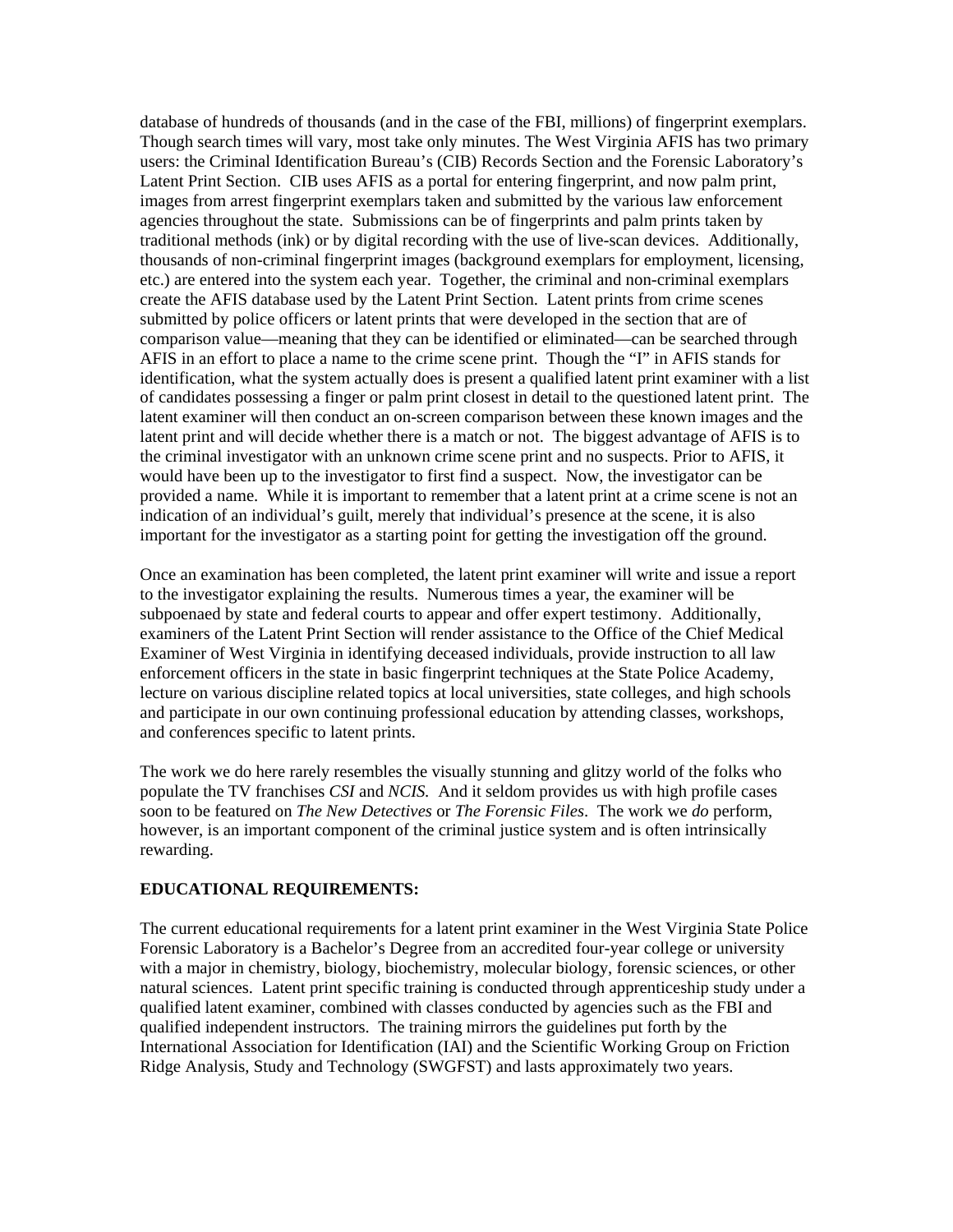database of hundreds of thousands (and in the case of the FBI, millions) of fingerprint exemplars. Though search times will vary, most take only minutes. The West Virginia AFIS has two primary users: the Criminal Identification Bureau's (CIB) Records Section and the Forensic Laboratory's Latent Print Section. CIB uses AFIS as a portal for entering fingerprint, and now palm print, images from arrest fingerprint exemplars taken and submitted by the various law enforcement agencies throughout the state. Submissions can be of fingerprints and palm prints taken by traditional methods (ink) or by digital recording with the use of live-scan devices. Additionally, thousands of non-criminal fingerprint images (background exemplars for employment, licensing, etc.) are entered into the system each year. Together, the criminal and non-criminal exemplars create the AFIS database used by the Latent Print Section. Latent prints from crime scenes submitted by police officers or latent prints that were developed in the section that are of comparison value—meaning that they can be identified or eliminated—can be searched through AFIS in an effort to place a name to the crime scene print. Though the "I" in AFIS stands for identification, what the system actually does is present a qualified latent print examiner with a list of candidates possessing a finger or palm print closest in detail to the questioned latent print. The latent examiner will then conduct an on-screen comparison between these known images and the latent print and will decide whether there is a match or not. The biggest advantage of AFIS is to the criminal investigator with an unknown crime scene print and no suspects. Prior to AFIS, it would have been up to the investigator to first find a suspect. Now, the investigator can be provided a name. While it is important to remember that a latent print at a crime scene is not an indication of an individual's guilt, merely that individual's presence at the scene, it is also important for the investigator as a starting point for getting the investigation off the ground.

Once an examination has been completed, the latent print examiner will write and issue a report to the investigator explaining the results. Numerous times a year, the examiner will be subpoenaed by state and federal courts to appear and offer expert testimony. Additionally, examiners of the Latent Print Section will render assistance to the Office of the Chief Medical Examiner of West Virginia in identifying deceased individuals, provide instruction to all law enforcement officers in the state in basic fingerprint techniques at the State Police Academy, lecture on various discipline related topics at local universities, state colleges, and high schools and participate in our own continuing professional education by attending classes, workshops, and conferences specific to latent prints.

The work we do here rarely resembles the visually stunning and glitzy world of the folks who populate the TV franchises *CSI* and *NCIS.* And it seldom provides us with high profile cases soon to be featured on *The New Detectives* or *The Forensic Files*. The work we *do* perform, however, is an important component of the criminal justice system and is often intrinsically rewarding.

**EDUCATIONAL REQUIREMENTS:**

The current educational requirements for a latent print examiner in the West Virginia State Police Forensic Laboratory is a Bachelor's Degree from an accredited four-year college or university with a major in chemistry, biology, biochemistry, molecular biology, forensic sciences, or other natural sciences. Latent print specific training is conducted through apprenticeship study under a qualified latent examiner, combined with classes conducted by agencies such as the FBI and qualified independent instructors. The training mirrors the guidelines put forth by the International Association for Identification (IAI) and the Scientific Working Group on Friction Ridge Analysis, Study and Technology (SWGFST) and lasts approximately two years.